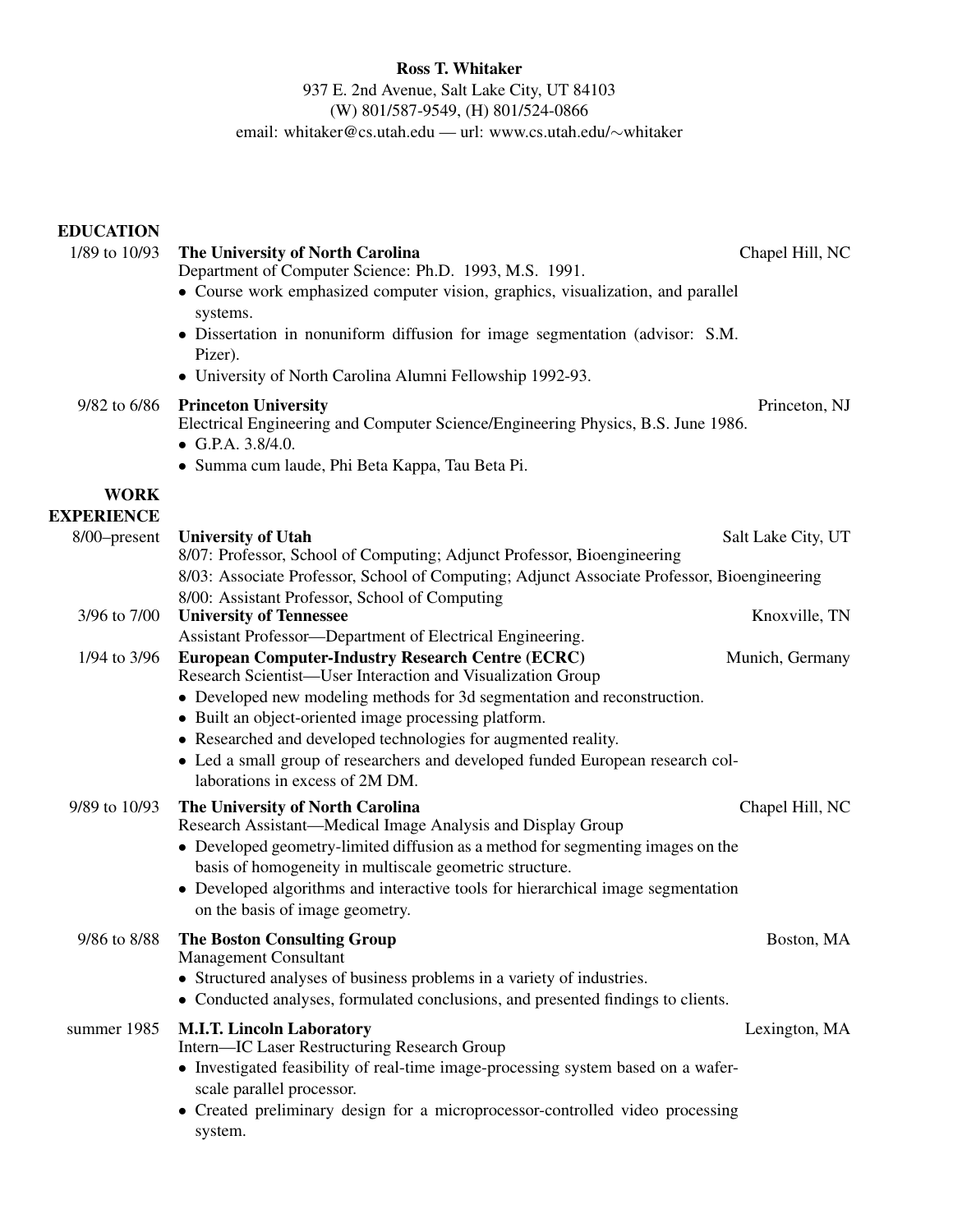# Ross T. Whitaker

937 E. 2nd Avenue, Salt Lake City, UT 84103
(W) 801/587-9549, (H) 801/524-0866
email: whitaker@cs.utah.edu — url: www.cs.utah.edu/∼whitaker

## EDUCATION

**1/89 to 10/93 — The University of North Carolina** — Chapel Hill, NC

Department of Computer Science: Ph.D. 1993, M.S. 1991.

- Course work emphasized computer vision, graphics, visualization, and parallel systems.
- Dissertation in nonuniform diffusion for image segmentation (advisor: S.M. Pizer).
- University of North Carolina Alumni Fellowship 1992-93.

**9/82 to 6/86 — Princeton University** — Princeton, NJ

Electrical Engineering and Computer Science/Engineering Physics, B.S. June 1986.

- G.P.A. 3.8/4.0.
- Summa cum laude, Phi Beta Kappa, Tau Beta Pi.

## WORK EXPERIENCE

**8/00–present — University of Utah** — Salt Lake City, UT

8/07: Professor, School of Computing; Adjunct Professor, Bioengineering
8/03: Associate Professor, School of Computing; Adjunct Associate Professor, Bioengineering
8/00: Assistant Professor, School of Computing

**3/96 to 7/00 — University of Tennessee** — Knoxville, TN

Assistant Professor—Department of Electrical Engineering.

**1/94 to 3/96 — European Computer-Industry Research Centre (ECRC)** — Munich, Germany

Research Scientist—User Interaction and Visualization Group

- Developed new modeling methods for 3d segmentation and reconstruction.
- Built an object-oriented image processing platform.
- Researched and developed technologies for augmented reality.
- Led a small group of researchers and developed funded European research collaborations in excess of 2M DM.

**9/89 to 10/93 — The University of North Carolina** — Chapel Hill, NC

Research Assistant—Medical Image Analysis and Display Group

- Developed geometry-limited diffusion as a method for segmenting images on the basis of homogeneity in multiscale geometric structure.
- Developed algorithms and interactive tools for hierarchical image segmentation on the basis of image geometry.

**9/86 to 8/88 — The Boston Consulting Group** — Boston, MA

Management Consultant

- Structured analyses of business problems in a variety of industries.
- Conducted analyses, formulated conclusions, and presented findings to clients.

**summer 1985 — M.I.T. Lincoln Laboratory** — Lexington, MA

Intern—IC Laser Restructuring Research Group

- Investigated feasibility of real-time image-processing system based on a wafer-scale parallel processor.
- Created preliminary design for a microprocessor-controlled video processing system.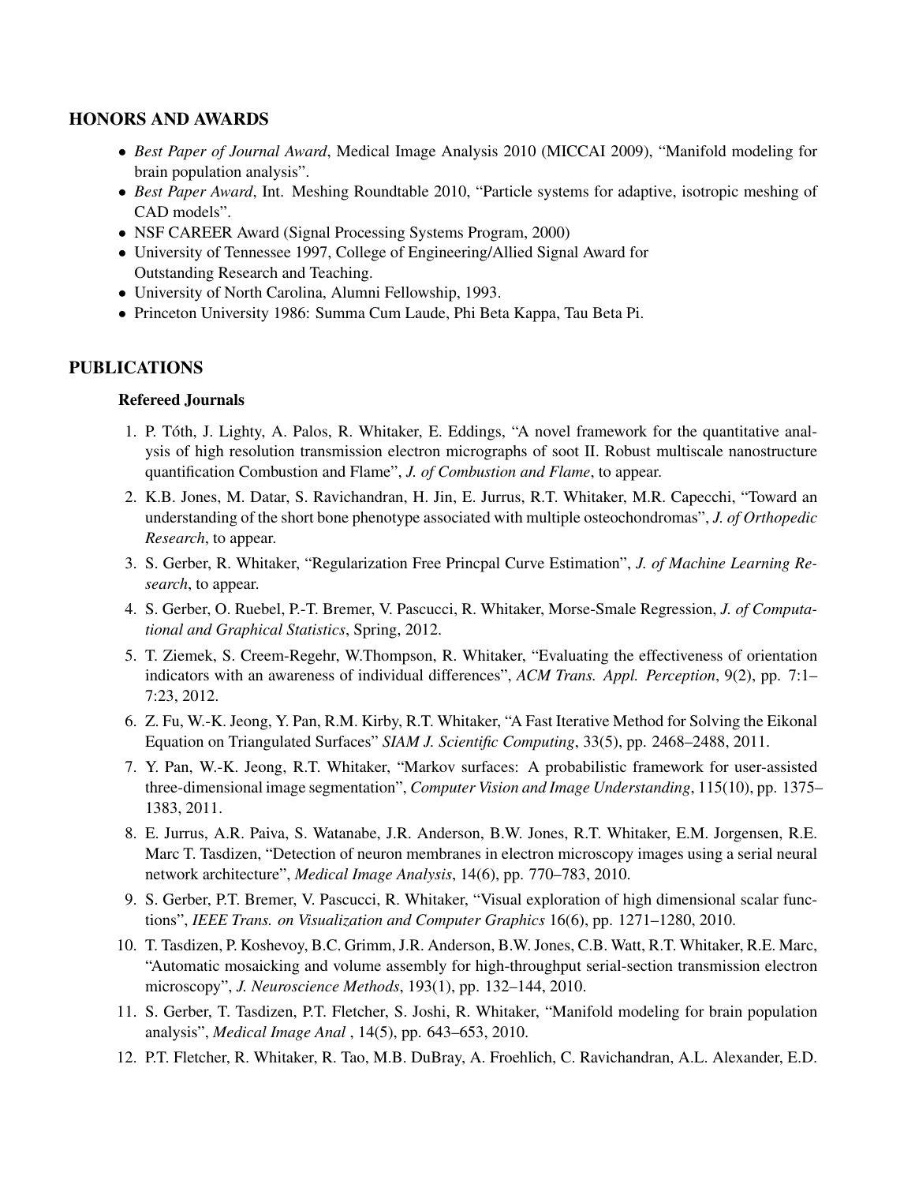## HONORS AND AWARDS

- *Best Paper of Journal Award*, Medical Image Analysis 2010 (MICCAI 2009), "Manifold modeling for brain population analysis".
- *Best Paper Award*, Int. Meshing Roundtable 2010, "Particle systems for adaptive, isotropic meshing of CAD models".
- NSF CAREER Award (Signal Processing Systems Program, 2000)
- University of Tennessee 1997, College of Engineering/Allied Signal Award for Outstanding Research and Teaching.
- University of North Carolina, Alumni Fellowship, 1993.
- Princeton University 1986: Summa Cum Laude, Phi Beta Kappa, Tau Beta Pi.

## PUBLICATIONS

### Refereed Journals

1. P. Tóth, J. Lighty, A. Palos, R. Whitaker, E. Eddings, "A novel framework for the quantitative analysis of high resolution transmission electron micrographs of soot II. Robust multiscale nanostructure quantification Combustion and Flame", *J. of Combustion and Flame*, to appear.
2. K.B. Jones, M. Datar, S. Ravichandran, H. Jin, E. Jurrus, R.T. Whitaker, M.R. Capecchi, "Toward an understanding of the short bone phenotype associated with multiple osteochondromas", *J. of Orthopedic Research*, to appear.
3. S. Gerber, R. Whitaker, "Regularization Free Princpal Curve Estimation", *J. of Machine Learning Research*, to appear.
4. S. Gerber, O. Ruebel, P.-T. Bremer, V. Pascucci, R. Whitaker, Morse-Smale Regression, *J. of Computational and Graphical Statistics*, Spring, 2012.
5. T. Ziemek, S. Creem-Regehr, W.Thompson, R. Whitaker, "Evaluating the effectiveness of orientation indicators with an awareness of individual differences", *ACM Trans. Appl. Perception*, 9(2), pp. 7:1–7:23, 2012.
6. Z. Fu, W.-K. Jeong, Y. Pan, R.M. Kirby, R.T. Whitaker, "A Fast Iterative Method for Solving the Eikonal Equation on Triangulated Surfaces" *SIAM J. Scientific Computing*, 33(5), pp. 2468–2488, 2011.
7. Y. Pan, W.-K. Jeong, R.T. Whitaker, "Markov surfaces: A probabilistic framework for user-assisted three-dimensional image segmentation", *Computer Vision and Image Understanding*, 115(10), pp. 1375–1383, 2011.
8. E. Jurrus, A.R. Paiva, S. Watanabe, J.R. Anderson, B.W. Jones, R.T. Whitaker, E.M. Jorgensen, R.E. Marc T. Tasdizen, "Detection of neuron membranes in electron microscopy images using a serial neural network architecture", *Medical Image Analysis*, 14(6), pp. 770–783, 2010.
9. S. Gerber, P.T. Bremer, V. Pascucci, R. Whitaker, "Visual exploration of high dimensional scalar functions", *IEEE Trans. on Visualization and Computer Graphics* 16(6), pp. 1271–1280, 2010.
10. T. Tasdizen, P. Koshevoy, B.C. Grimm, J.R. Anderson, B.W. Jones, C.B. Watt, R.T. Whitaker, R.E. Marc, "Automatic mosaicking and volume assembly for high-throughput serial-section transmission electron microscopy", *J. Neuroscience Methods*, 193(1), pp. 132–144, 2010.
11. S. Gerber, T. Tasdizen, P.T. Fletcher, S. Joshi, R. Whitaker, "Manifold modeling for brain population analysis", *Medical Image Anal* , 14(5), pp. 643–653, 2010.
12. P.T. Fletcher, R. Whitaker, R. Tao, M.B. DuBray, A. Froehlich, C. Ravichandran, A.L. Alexander, E.D.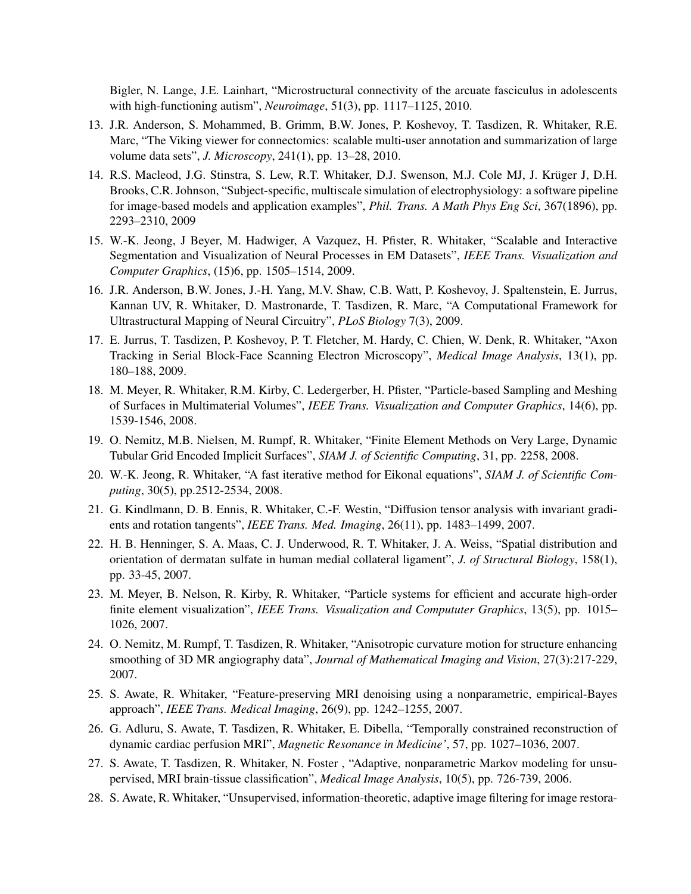Bigler, N. Lange, J.E. Lainhart, "Microstructural connectivity of the arcuate fasciculus in adolescents with high-functioning autism", *Neuroimage*, 51(3), pp. 1117–1125, 2010.

13. J.R. Anderson, S. Mohammed, B. Grimm, B.W. Jones, P. Koshevoy, T. Tasdizen, R. Whitaker, R.E. Marc, "The Viking viewer for connectomics: scalable multi-user annotation and summarization of large volume data sets", *J. Microscopy*, 241(1), pp. 13–28, 2010.
14. R.S. Macleod, J.G. Stinstra, S. Lew, R.T. Whitaker, D.J. Swenson, M.J. Cole MJ, J. Krüger J, D.H. Brooks, C.R. Johnson, "Subject-specific, multiscale simulation of electrophysiology: a software pipeline for image-based models and application examples", *Phil. Trans. A Math Phys Eng Sci*, 367(1896), pp. 2293–2310, 2009
15. W.-K. Jeong, J Beyer, M. Hadwiger, A Vazquez, H. Pfister, R. Whitaker, "Scalable and Interactive Segmentation and Visualization of Neural Processes in EM Datasets", *IEEE Trans. Visualization and Computer Graphics*, (15)6, pp. 1505–1514, 2009.
16. J.R. Anderson, B.W. Jones, J.-H. Yang, M.V. Shaw, C.B. Watt, P. Koshevoy, J. Spaltenstein, E. Jurrus, Kannan UV, R. Whitaker, D. Mastronarde, T. Tasdizen, R. Marc, "A Computational Framework for Ultrastructural Mapping of Neural Circuitry", *PLoS Biology* 7(3), 2009.
17. E. Jurrus, T. Tasdizen, P. Koshevoy, P. T. Fletcher, M. Hardy, C. Chien, W. Denk, R. Whitaker, "Axon Tracking in Serial Block-Face Scanning Electron Microscopy", *Medical Image Analysis*, 13(1), pp. 180–188, 2009.
18. M. Meyer, R. Whitaker, R.M. Kirby, C. Ledergerber, H. Pfister, "Particle-based Sampling and Meshing of Surfaces in Multimaterial Volumes", *IEEE Trans. Visualization and Computer Graphics*, 14(6), pp. 1539-1546, 2008.
19. O. Nemitz, M.B. Nielsen, M. Rumpf, R. Whitaker, "Finite Element Methods on Very Large, Dynamic Tubular Grid Encoded Implicit Surfaces", *SIAM J. of Scientific Computing*, 31, pp. 2258, 2008.
20. W.-K. Jeong, R. Whitaker, "A fast iterative method for Eikonal equations", *SIAM J. of Scientific Computing*, 30(5), pp.2512-2534, 2008.
21. G. Kindlmann, D. B. Ennis, R. Whitaker, C.-F. Westin, "Diffusion tensor analysis with invariant gradients and rotation tangents", *IEEE Trans. Med. Imaging*, 26(11), pp. 1483–1499, 2007.
22. H. B. Henninger, S. A. Maas, C. J. Underwood, R. T. Whitaker, J. A. Weiss, "Spatial distribution and orientation of dermatan sulfate in human medial collateral ligament", *J. of Structural Biology*, 158(1), pp. 33-45, 2007.
23. M. Meyer, B. Nelson, R. Kirby, R. Whitaker, "Particle systems for efficient and accurate high-order finite element visualization", *IEEE Trans. Visualization and Compututer Graphics*, 13(5), pp. 1015–1026, 2007.
24. O. Nemitz, M. Rumpf, T. Tasdizen, R. Whitaker, "Anisotropic curvature motion for structure enhancing smoothing of 3D MR angiography data", *Journal of Mathematical Imaging and Vision*, 27(3):217-229, 2007.
25. S. Awate, R. Whitaker, "Feature-preserving MRI denoising using a nonparametric, empirical-Bayes approach", *IEEE Trans. Medical Imaging*, 26(9), pp. 1242–1255, 2007.
26. G. Adluru, S. Awate, T. Tasdizen, R. Whitaker, E. Dibella, "Temporally constrained reconstruction of dynamic cardiac perfusion MRI", *Magnetic Resonance in Medicine'*, 57, pp. 1027–1036, 2007.
27. S. Awate, T. Tasdizen, R. Whitaker, N. Foster , "Adaptive, nonparametric Markov modeling for unsupervised, MRI brain-tissue classification", *Medical Image Analysis*, 10(5), pp. 726-739, 2006.
28. S. Awate, R. Whitaker, "Unsupervised, information-theoretic, adaptive image filtering for image restora-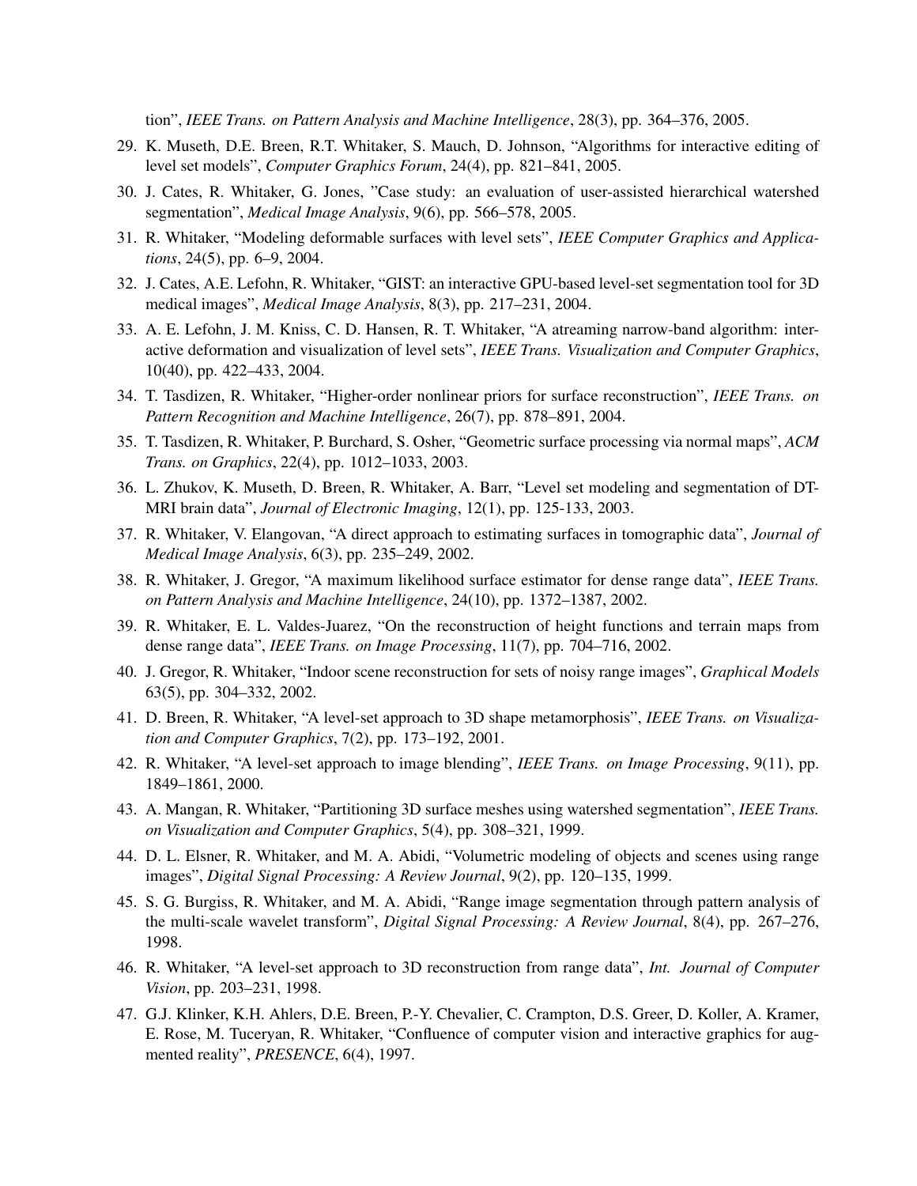tion", *IEEE Trans. on Pattern Analysis and Machine Intelligence*, 28(3), pp. 364–376, 2005.

29. K. Museth, D.E. Breen, R.T. Whitaker, S. Mauch, D. Johnson, "Algorithms for interactive editing of level set models", *Computer Graphics Forum*, 24(4), pp. 821–841, 2005.
30. J. Cates, R. Whitaker, G. Jones, "Case study: an evaluation of user-assisted hierarchical watershed segmentation", *Medical Image Analysis*, 9(6), pp. 566–578, 2005.
31. R. Whitaker, "Modeling deformable surfaces with level sets", *IEEE Computer Graphics and Applications*, 24(5), pp. 6–9, 2004.
32. J. Cates, A.E. Lefohn, R. Whitaker, "GIST: an interactive GPU-based level-set segmentation tool for 3D medical images", *Medical Image Analysis*, 8(3), pp. 217–231, 2004.
33. A. E. Lefohn, J. M. Kniss, C. D. Hansen, R. T. Whitaker, "A atreaming narrow-band algorithm: interactive deformation and visualization of level sets", *IEEE Trans. Visualization and Computer Graphics*, 10(40), pp. 422–433, 2004.
34. T. Tasdizen, R. Whitaker, "Higher-order nonlinear priors for surface reconstruction", *IEEE Trans. on Pattern Recognition and Machine Intelligence*, 26(7), pp. 878–891, 2004.
35. T. Tasdizen, R. Whitaker, P. Burchard, S. Osher, "Geometric surface processing via normal maps", *ACM Trans. on Graphics*, 22(4), pp. 1012–1033, 2003.
36. L. Zhukov, K. Museth, D. Breen, R. Whitaker, A. Barr, "Level set modeling and segmentation of DT-MRI brain data", *Journal of Electronic Imaging*, 12(1), pp. 125-133, 2003.
37. R. Whitaker, V. Elangovan, "A direct approach to estimating surfaces in tomographic data", *Journal of Medical Image Analysis*, 6(3), pp. 235–249, 2002.
38. R. Whitaker, J. Gregor, "A maximum likelihood surface estimator for dense range data", *IEEE Trans. on Pattern Analysis and Machine Intelligence*, 24(10), pp. 1372–1387, 2002.
39. R. Whitaker, E. L. Valdes-Juarez, "On the reconstruction of height functions and terrain maps from dense range data", *IEEE Trans. on Image Processing*, 11(7), pp. 704–716, 2002.
40. J. Gregor, R. Whitaker, "Indoor scene reconstruction for sets of noisy range images", *Graphical Models* 63(5), pp. 304–332, 2002.
41. D. Breen, R. Whitaker, "A level-set approach to 3D shape metamorphosis", *IEEE Trans. on Visualization and Computer Graphics*, 7(2), pp. 173–192, 2001.
42. R. Whitaker, "A level-set approach to image blending", *IEEE Trans. on Image Processing*, 9(11), pp. 1849–1861, 2000.
43. A. Mangan, R. Whitaker, "Partitioning 3D surface meshes using watershed segmentation", *IEEE Trans. on Visualization and Computer Graphics*, 5(4), pp. 308–321, 1999.
44. D. L. Elsner, R. Whitaker, and M. A. Abidi, "Volumetric modeling of objects and scenes using range images", *Digital Signal Processing: A Review Journal*, 9(2), pp. 120–135, 1999.
45. S. G. Burgiss, R. Whitaker, and M. A. Abidi, "Range image segmentation through pattern analysis of the multi-scale wavelet transform", *Digital Signal Processing: A Review Journal*, 8(4), pp. 267–276, 1998.
46. R. Whitaker, "A level-set approach to 3D reconstruction from range data", *Int. Journal of Computer Vision*, pp. 203–231, 1998.
47. G.J. Klinker, K.H. Ahlers, D.E. Breen, P.-Y. Chevalier, C. Crampton, D.S. Greer, D. Koller, A. Kramer, E. Rose, M. Tuceryan, R. Whitaker, "Confluence of computer vision and interactive graphics for augmented reality", *PRESENCE*, 6(4), 1997.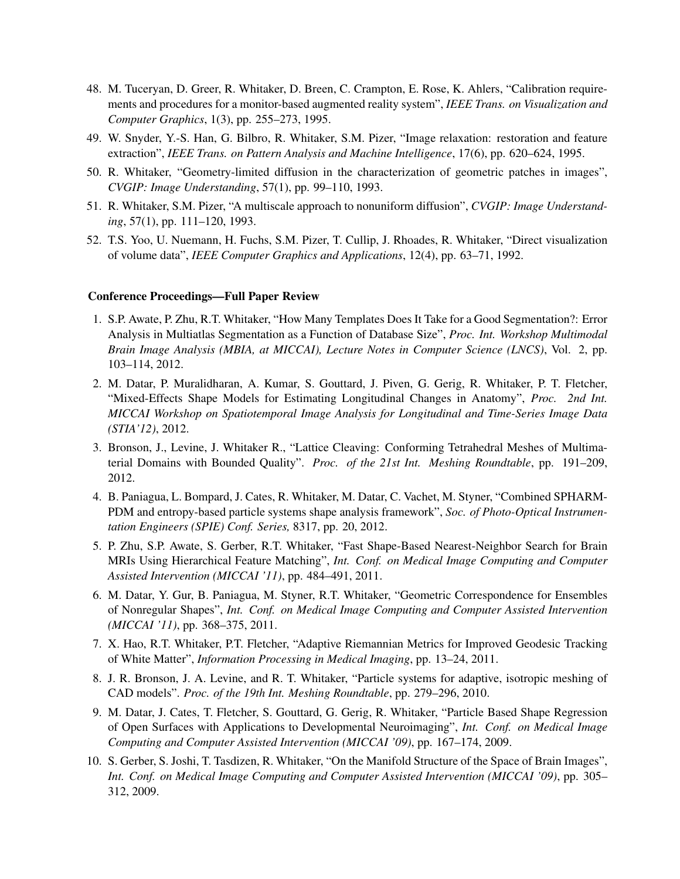48. M. Tuceryan, D. Greer, R. Whitaker, D. Breen, C. Crampton, E. Rose, K. Ahlers, "Calibration requirements and procedures for a monitor-based augmented reality system", *IEEE Trans. on Visualization and Computer Graphics*, 1(3), pp. 255–273, 1995.
49. W. Snyder, Y.-S. Han, G. Bilbro, R. Whitaker, S.M. Pizer, "Image relaxation: restoration and feature extraction", *IEEE Trans. on Pattern Analysis and Machine Intelligence*, 17(6), pp. 620–624, 1995.
50. R. Whitaker, "Geometry-limited diffusion in the characterization of geometric patches in images", *CVGIP: Image Understanding*, 57(1), pp. 99–110, 1993.
51. R. Whitaker, S.M. Pizer, "A multiscale approach to nonuniform diffusion", *CVGIP: Image Understanding*, 57(1), pp. 111–120, 1993.
52. T.S. Yoo, U. Nuemann, H. Fuchs, S.M. Pizer, T. Cullip, J. Rhoades, R. Whitaker, "Direct visualization of volume data", *IEEE Computer Graphics and Applications*, 12(4), pp. 63–71, 1992.

### Conference Proceedings—Full Paper Review

1. S.P. Awate, P. Zhu, R.T. Whitaker, "How Many Templates Does It Take for a Good Segmentation?: Error Analysis in Multiatlas Segmentation as a Function of Database Size", *Proc. Int. Workshop Multimodal Brain Image Analysis (MBIA, at MICCAI), Lecture Notes in Computer Science (LNCS)*, Vol. 2, pp. 103–114, 2012.
2. M. Datar, P. Muralidharan, A. Kumar, S. Gouttard, J. Piven, G. Gerig, R. Whitaker, P. T. Fletcher, "Mixed-Effects Shape Models for Estimating Longitudinal Changes in Anatomy", *Proc. 2nd Int. MICCAI Workshop on Spatiotemporal Image Analysis for Longitudinal and Time-Series Image Data (STIA'12)*, 2012.
3. Bronson, J., Levine, J. Whitaker R., "Lattice Cleaving: Conforming Tetrahedral Meshes of Multimaterial Domains with Bounded Quality". *Proc. of the 21st Int. Meshing Roundtable*, pp. 191–209, 2012.
4. B. Paniagua, L. Bompard, J. Cates, R. Whitaker, M. Datar, C. Vachet, M. Styner, "Combined SPHARM-PDM and entropy-based particle systems shape analysis framework", *Soc. of Photo-Optical Instrumentation Engineers (SPIE) Conf. Series,* 8317, pp. 20, 2012.
5. P. Zhu, S.P. Awate, S. Gerber, R.T. Whitaker, "Fast Shape-Based Nearest-Neighbor Search for Brain MRIs Using Hierarchical Feature Matching", *Int. Conf. on Medical Image Computing and Computer Assisted Intervention (MICCAI '11)*, pp. 484–491, 2011.
6. M. Datar, Y. Gur, B. Paniagua, M. Styner, R.T. Whitaker, "Geometric Correspondence for Ensembles of Nonregular Shapes", *Int. Conf. on Medical Image Computing and Computer Assisted Intervention (MICCAI '11)*, pp. 368–375, 2011.
7. X. Hao, R.T. Whitaker, P.T. Fletcher, "Adaptive Riemannian Metrics for Improved Geodesic Tracking of White Matter", *Information Processing in Medical Imaging*, pp. 13–24, 2011.
8. J. R. Bronson, J. A. Levine, and R. T. Whitaker, "Particle systems for adaptive, isotropic meshing of CAD models". *Proc. of the 19th Int. Meshing Roundtable*, pp. 279–296, 2010.
9. M. Datar, J. Cates, T. Fletcher, S. Gouttard, G. Gerig, R. Whitaker, "Particle Based Shape Regression of Open Surfaces with Applications to Developmental Neuroimaging", *Int. Conf. on Medical Image Computing and Computer Assisted Intervention (MICCAI '09)*, pp. 167–174, 2009.
10. S. Gerber, S. Joshi, T. Tasdizen, R. Whitaker, "On the Manifold Structure of the Space of Brain Images", *Int. Conf. on Medical Image Computing and Computer Assisted Intervention (MICCAI '09)*, pp. 305–312, 2009.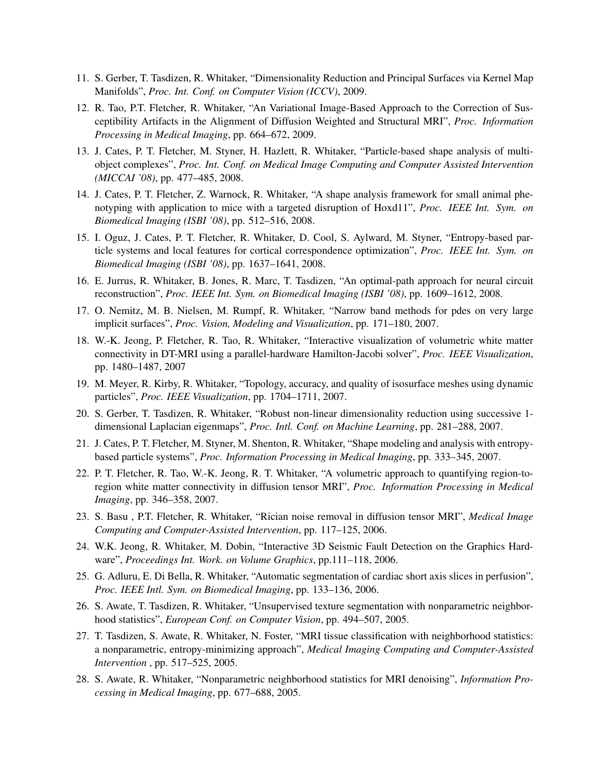11. S. Gerber, T. Tasdizen, R. Whitaker, "Dimensionality Reduction and Principal Surfaces via Kernel Map Manifolds", *Proc. Int. Conf. on Computer Vision (ICCV)*, 2009.
12. R. Tao, P.T. Fletcher, R. Whitaker, "An Variational Image-Based Approach to the Correction of Susceptibility Artifacts in the Alignment of Diffusion Weighted and Structural MRI", *Proc. Information Processing in Medical Imaging*, pp. 664–672, 2009.
13. J. Cates, P. T. Fletcher, M. Styner, H. Hazlett, R. Whitaker, "Particle-based shape analysis of multi-object complexes", *Proc. Int. Conf. on Medical Image Computing and Computer Assisted Intervention (MICCAI '08)*, pp. 477–485, 2008.
14. J. Cates, P. T. Fletcher, Z. Warnock, R. Whitaker, "A shape analysis framework for small animal phenotyping with application to mice with a targeted disruption of Hoxd11", *Proc. IEEE Int. Sym. on Biomedical Imaging (ISBI '08)*, pp. 512–516, 2008.
15. I. Oguz, J. Cates, P. T. Fletcher, R. Whitaker, D. Cool, S. Aylward, M. Styner, "Entropy-based particle systems and local features for cortical correspondence optimization", *Proc. IEEE Int. Sym. on Biomedical Imaging (ISBI '08)*, pp. 1637–1641, 2008.
16. E. Jurrus, R. Whitaker, B. Jones, R. Marc, T. Tasdizen, "An optimal-path approach for neural circuit reconstruction", *Proc. IEEE Int. Sym. on Biomedical Imaging (ISBI '08)*, pp. 1609–1612, 2008.
17. O. Nemitz, M. B. Nielsen, M. Rumpf, R. Whitaker, "Narrow band methods for pdes on very large implicit surfaces", *Proc. Vision, Modeling and Visualization*, pp. 171–180, 2007.
18. W.-K. Jeong, P. Fletcher, R. Tao, R. Whitaker, "Interactive visualization of volumetric white matter connectivity in DT-MRI using a parallel-hardware Hamilton-Jacobi solver", *Proc. IEEE Visualization*, pp. 1480–1487, 2007
19. M. Meyer, R. Kirby, R. Whitaker, "Topology, accuracy, and quality of isosurface meshes using dynamic particles", *Proc. IEEE Visualization*, pp. 1704–1711, 2007.
20. S. Gerber, T. Tasdizen, R. Whitaker, "Robust non-linear dimensionality reduction using successive 1-dimensional Laplacian eigenmaps", *Proc. Intl. Conf. on Machine Learning*, pp. 281–288, 2007.
21. J. Cates, P. T. Fletcher, M. Styner, M. Shenton, R. Whitaker, "Shape modeling and analysis with entropy-based particle systems", *Proc. Information Processing in Medical Imaging*, pp. 333–345, 2007.
22. P. T. Fletcher, R. Tao, W.-K. Jeong, R. T. Whitaker, "A volumetric approach to quantifying region-to-region white matter connectivity in diffusion tensor MRI", *Proc. Information Processing in Medical Imaging*, pp. 346–358, 2007.
23. S. Basu , P.T. Fletcher, R. Whitaker, "Rician noise removal in diffusion tensor MRI", *Medical Image Computing and Computer-Assisted Intervention*, pp. 117–125, 2006.
24. W.K. Jeong, R. Whitaker, M. Dobin, "Interactive 3D Seismic Fault Detection on the Graphics Hardware", *Proceedings Int. Work. on Volume Graphics*, pp.111–118, 2006.
25. G. Adluru, E. Di Bella, R. Whitaker, "Automatic segmentation of cardiac short axis slices in perfusion", *Proc. IEEE Intl. Sym. on Biomedical Imaging*, pp. 133–136, 2006.
26. S. Awate, T. Tasdizen, R. Whitaker, "Unsupervised texture segmentation with nonparametric neighborhood statistics", *European Conf. on Computer Vision*, pp. 494–507, 2005.
27. T. Tasdizen, S. Awate, R. Whitaker, N. Foster, "MRI tissue classification with neighborhood statistics: a nonparametric, entropy-minimizing approach", *Medical Imaging Computing and Computer-Assisted Intervention* , pp. 517–525, 2005.
28. S. Awate, R. Whitaker, "Nonparametric neighborhood statistics for MRI denoising", *Information Processing in Medical Imaging*, pp. 677–688, 2005.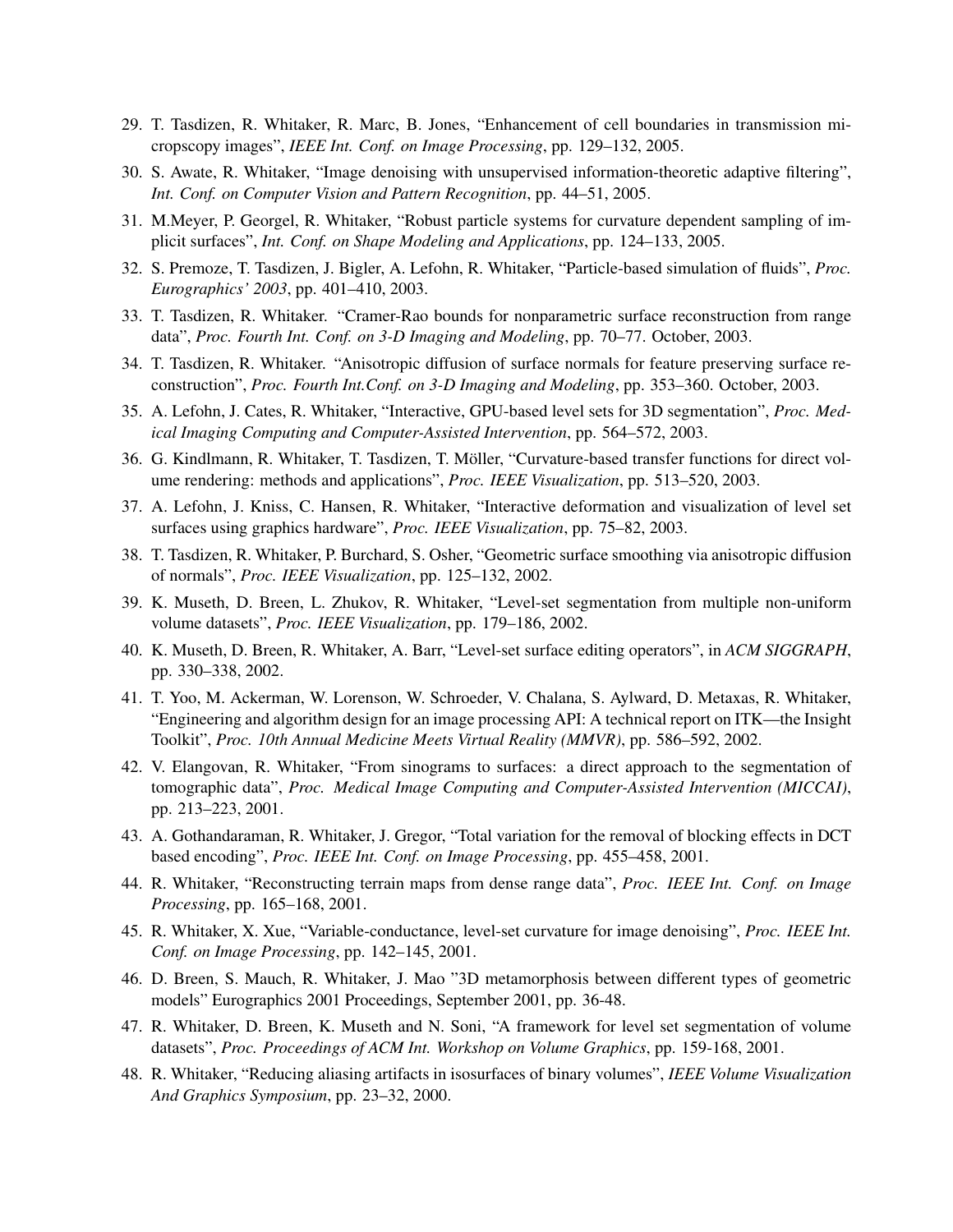29. T. Tasdizen, R. Whitaker, R. Marc, B. Jones, "Enhancement of cell boundaries in transmission micropscopy images", *IEEE Int. Conf. on Image Processing*, pp. 129–132, 2005.
30. S. Awate, R. Whitaker, "Image denoising with unsupervised information-theoretic adaptive filtering", *Int. Conf. on Computer Vision and Pattern Recognition*, pp. 44–51, 2005.
31. M.Meyer, P. Georgel, R. Whitaker, "Robust particle systems for curvature dependent sampling of implicit surfaces", *Int. Conf. on Shape Modeling and Applications*, pp. 124–133, 2005.
32. S. Premoze, T. Tasdizen, J. Bigler, A. Lefohn, R. Whitaker, "Particle-based simulation of fluids", *Proc. Eurographics' 2003*, pp. 401–410, 2003.
33. T. Tasdizen, R. Whitaker. "Cramer-Rao bounds for nonparametric surface reconstruction from range data", *Proc. Fourth Int. Conf. on 3-D Imaging and Modeling*, pp. 70–77. October, 2003.
34. T. Tasdizen, R. Whitaker. "Anisotropic diffusion of surface normals for feature preserving surface reconstruction", *Proc. Fourth Int.Conf. on 3-D Imaging and Modeling*, pp. 353–360. October, 2003.
35. A. Lefohn, J. Cates, R. Whitaker, "Interactive, GPU-based level sets for 3D segmentation", *Proc. Medical Imaging Computing and Computer-Assisted Intervention*, pp. 564–572, 2003.
36. G. Kindlmann, R. Whitaker, T. Tasdizen, T. Möller, "Curvature-based transfer functions for direct volume rendering: methods and applications", *Proc. IEEE Visualization*, pp. 513–520, 2003.
37. A. Lefohn, J. Kniss, C. Hansen, R. Whitaker, "Interactive deformation and visualization of level set surfaces using graphics hardware", *Proc. IEEE Visualization*, pp. 75–82, 2003.
38. T. Tasdizen, R. Whitaker, P. Burchard, S. Osher, "Geometric surface smoothing via anisotropic diffusion of normals", *Proc. IEEE Visualization*, pp. 125–132, 2002.
39. K. Museth, D. Breen, L. Zhukov, R. Whitaker, "Level-set segmentation from multiple non-uniform volume datasets", *Proc. IEEE Visualization*, pp. 179–186, 2002.
40. K. Museth, D. Breen, R. Whitaker, A. Barr, "Level-set surface editing operators", in *ACM SIGGRAPH*, pp. 330–338, 2002.
41. T. Yoo, M. Ackerman, W. Lorenson, W. Schroeder, V. Chalana, S. Aylward, D. Metaxas, R. Whitaker, "Engineering and algorithm design for an image processing API: A technical report on ITK—the Insight Toolkit", *Proc. 10th Annual Medicine Meets Virtual Reality (MMVR)*, pp. 586–592, 2002.
42. V. Elangovan, R. Whitaker, "From sinograms to surfaces: a direct approach to the segmentation of tomographic data", *Proc. Medical Image Computing and Computer-Assisted Intervention (MICCAI)*, pp. 213–223, 2001.
43. A. Gothandaraman, R. Whitaker, J. Gregor, "Total variation for the removal of blocking effects in DCT based encoding", *Proc. IEEE Int. Conf. on Image Processing*, pp. 455–458, 2001.
44. R. Whitaker, "Reconstructing terrain maps from dense range data", *Proc. IEEE Int. Conf. on Image Processing*, pp. 165–168, 2001.
45. R. Whitaker, X. Xue, "Variable-conductance, level-set curvature for image denoising", *Proc. IEEE Int. Conf. on Image Processing*, pp. 142–145, 2001.
46. D. Breen, S. Mauch, R. Whitaker, J. Mao "3D metamorphosis between different types of geometric models" Eurographics 2001 Proceedings, September 2001, pp. 36-48.
47. R. Whitaker, D. Breen, K. Museth and N. Soni, "A framework for level set segmentation of volume datasets", *Proc. Proceedings of ACM Int. Workshop on Volume Graphics*, pp. 159-168, 2001.
48. R. Whitaker, "Reducing aliasing artifacts in isosurfaces of binary volumes", *IEEE Volume Visualization And Graphics Symposium*, pp. 23–32, 2000.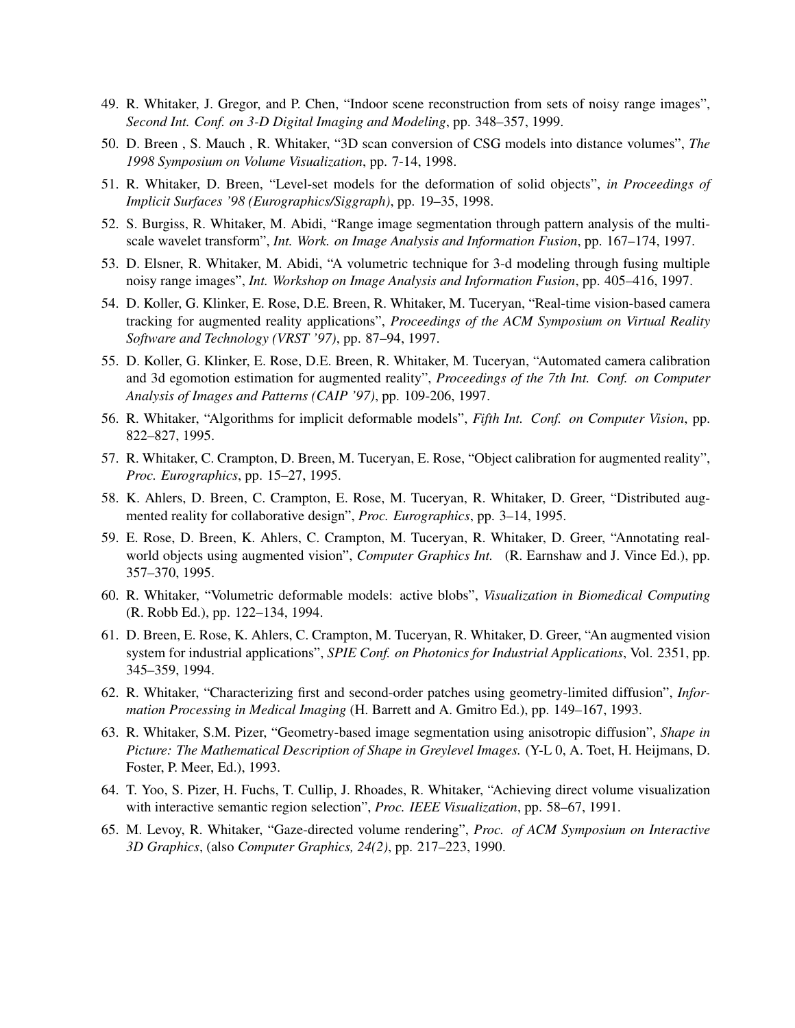49. R. Whitaker, J. Gregor, and P. Chen, "Indoor scene reconstruction from sets of noisy range images", *Second Int. Conf. on 3-D Digital Imaging and Modeling*, pp. 348–357, 1999.
50. D. Breen , S. Mauch , R. Whitaker, "3D scan conversion of CSG models into distance volumes", *The 1998 Symposium on Volume Visualization*, pp. 7-14, 1998.
51. R. Whitaker, D. Breen, "Level-set models for the deformation of solid objects", *in Proceedings of Implicit Surfaces '98 (Eurographics/Siggraph)*, pp. 19–35, 1998.
52. S. Burgiss, R. Whitaker, M. Abidi, "Range image segmentation through pattern analysis of the multi-scale wavelet transform", *Int. Work. on Image Analysis and Information Fusion*, pp. 167–174, 1997.
53. D. Elsner, R. Whitaker, M. Abidi, "A volumetric technique for 3-d modeling through fusing multiple noisy range images", *Int. Workshop on Image Analysis and Information Fusion*, pp. 405–416, 1997.
54. D. Koller, G. Klinker, E. Rose, D.E. Breen, R. Whitaker, M. Tuceryan, "Real-time vision-based camera tracking for augmented reality applications", *Proceedings of the ACM Symposium on Virtual Reality Software and Technology (VRST '97)*, pp. 87–94, 1997.
55. D. Koller, G. Klinker, E. Rose, D.E. Breen, R. Whitaker, M. Tuceryan, "Automated camera calibration and 3d egomotion estimation for augmented reality", *Proceedings of the 7th Int. Conf. on Computer Analysis of Images and Patterns (CAIP '97)*, pp. 109-206, 1997.
56. R. Whitaker, "Algorithms for implicit deformable models", *Fifth Int. Conf. on Computer Vision*, pp. 822–827, 1995.
57. R. Whitaker, C. Crampton, D. Breen, M. Tuceryan, E. Rose, "Object calibration for augmented reality", *Proc. Eurographics*, pp. 15–27, 1995.
58. K. Ahlers, D. Breen, C. Crampton, E. Rose, M. Tuceryan, R. Whitaker, D. Greer, "Distributed augmented reality for collaborative design", *Proc. Eurographics*, pp. 3–14, 1995.
59. E. Rose, D. Breen, K. Ahlers, C. Crampton, M. Tuceryan, R. Whitaker, D. Greer, "Annotating real-world objects using augmented vision", *Computer Graphics Int.* (R. Earnshaw and J. Vince Ed.), pp. 357–370, 1995.
60. R. Whitaker, "Volumetric deformable models: active blobs", *Visualization in Biomedical Computing* (R. Robb Ed.), pp. 122–134, 1994.
61. D. Breen, E. Rose, K. Ahlers, C. Crampton, M. Tuceryan, R. Whitaker, D. Greer, "An augmented vision system for industrial applications", *SPIE Conf. on Photonics for Industrial Applications*, Vol. 2351, pp. 345–359, 1994.
62. R. Whitaker, "Characterizing first and second-order patches using geometry-limited diffusion", *Information Processing in Medical Imaging* (H. Barrett and A. Gmitro Ed.), pp. 149–167, 1993.
63. R. Whitaker, S.M. Pizer, "Geometry-based image segmentation using anisotropic diffusion", *Shape in Picture: The Mathematical Description of Shape in Greylevel Images.* (Y-L 0, A. Toet, H. Heijmans, D. Foster, P. Meer, Ed.), 1993.
64. T. Yoo, S. Pizer, H. Fuchs, T. Cullip, J. Rhoades, R. Whitaker, "Achieving direct volume visualization with interactive semantic region selection", *Proc. IEEE Visualization*, pp. 58–67, 1991.
65. M. Levoy, R. Whitaker, "Gaze-directed volume rendering", *Proc. of ACM Symposium on Interactive 3D Graphics*, (also *Computer Graphics, 24(2)*, pp. 217–223, 1990.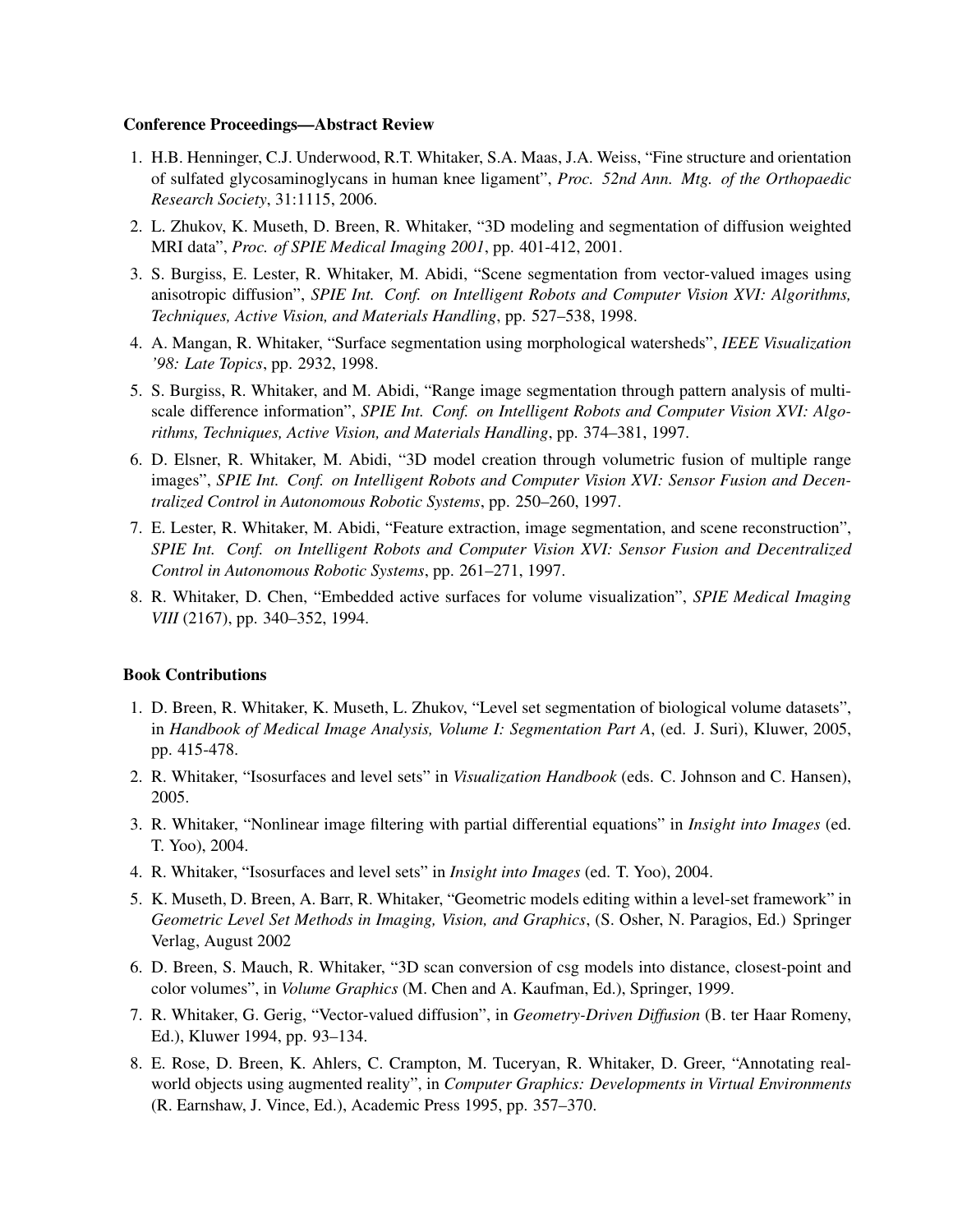**Conference Proceedings—Abstract Review**

1. H.B. Henninger, C.J. Underwood, R.T. Whitaker, S.A. Maas, J.A. Weiss, "Fine structure and orientation of sulfated glycosaminoglycans in human knee ligament", *Proc. 52nd Ann. Mtg. of the Orthopaedic Research Society*, 31:1115, 2006.
2. L. Zhukov, K. Museth, D. Breen, R. Whitaker, "3D modeling and segmentation of diffusion weighted MRI data", *Proc. of SPIE Medical Imaging 2001*, pp. 401-412, 2001.
3. S. Burgiss, E. Lester, R. Whitaker, M. Abidi, "Scene segmentation from vector-valued images using anisotropic diffusion", *SPIE Int. Conf. on Intelligent Robots and Computer Vision XVI: Algorithms, Techniques, Active Vision, and Materials Handling*, pp. 527–538, 1998.
4. A. Mangan, R. Whitaker, "Surface segmentation using morphological watersheds", *IEEE Visualization '98: Late Topics*, pp. 2932, 1998.
5. S. Burgiss, R. Whitaker, and M. Abidi, "Range image segmentation through pattern analysis of multi-scale difference information", *SPIE Int. Conf. on Intelligent Robots and Computer Vision XVI: Algorithms, Techniques, Active Vision, and Materials Handling*, pp. 374–381, 1997.
6. D. Elsner, R. Whitaker, M. Abidi, "3D model creation through volumetric fusion of multiple range images", *SPIE Int. Conf. on Intelligent Robots and Computer Vision XVI: Sensor Fusion and Decentralized Control in Autonomous Robotic Systems*, pp. 250–260, 1997.
7. E. Lester, R. Whitaker, M. Abidi, "Feature extraction, image segmentation, and scene reconstruction", *SPIE Int. Conf. on Intelligent Robots and Computer Vision XVI: Sensor Fusion and Decentralized Control in Autonomous Robotic Systems*, pp. 261–271, 1997.
8. R. Whitaker, D. Chen, "Embedded active surfaces for volume visualization", *SPIE Medical Imaging VIII* (2167), pp. 340–352, 1994.

**Book Contributions**

1. D. Breen, R. Whitaker, K. Museth, L. Zhukov, "Level set segmentation of biological volume datasets", in *Handbook of Medical Image Analysis, Volume I: Segmentation Part A*, (ed. J. Suri), Kluwer, 2005, pp. 415-478.
2. R. Whitaker, "Isosurfaces and level sets" in *Visualization Handbook* (eds. C. Johnson and C. Hansen), 2005.
3. R. Whitaker, "Nonlinear image filtering with partial differential equations" in *Insight into Images* (ed. T. Yoo), 2004.
4. R. Whitaker, "Isosurfaces and level sets" in *Insight into Images* (ed. T. Yoo), 2004.
5. K. Museth, D. Breen, A. Barr, R. Whitaker, "Geometric models editing within a level-set framework" in *Geometric Level Set Methods in Imaging, Vision, and Graphics*, (S. Osher, N. Paragios, Ed.) Springer Verlag, August 2002
6. D. Breen, S. Mauch, R. Whitaker, "3D scan conversion of csg models into distance, closest-point and color volumes", in *Volume Graphics* (M. Chen and A. Kaufman, Ed.), Springer, 1999.
7. R. Whitaker, G. Gerig, "Vector-valued diffusion", in *Geometry-Driven Diffusion* (B. ter Haar Romeny, Ed.), Kluwer 1994, pp. 93–134.
8. E. Rose, D. Breen, K. Ahlers, C. Crampton, M. Tuceryan, R. Whitaker, D. Greer, "Annotating real-world objects using augmented reality", in *Computer Graphics: Developments in Virtual Environments* (R. Earnshaw, J. Vince, Ed.), Academic Press 1995, pp. 357–370.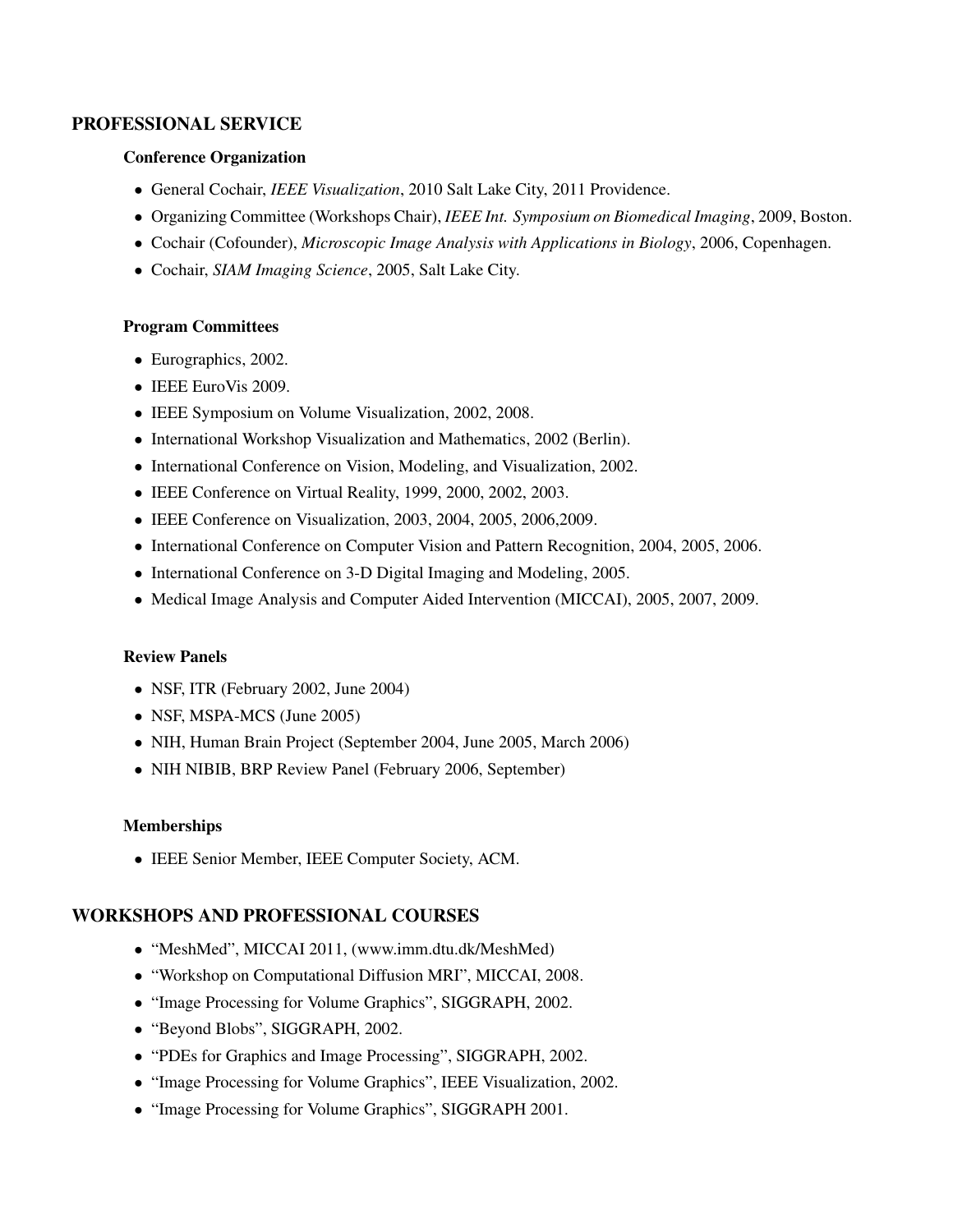## PROFESSIONAL SERVICE

### Conference Organization

- General Cochair, *IEEE Visualization*, 2010 Salt Lake City, 2011 Providence.
- Organizing Committee (Workshops Chair), *IEEE Int. Symposium on Biomedical Imaging*, 2009, Boston.
- Cochair (Cofounder), *Microscopic Image Analysis with Applications in Biology*, 2006, Copenhagen.
- Cochair, *SIAM Imaging Science*, 2005, Salt Lake City.

### Program Committees

- Eurographics, 2002.
- IEEE EuroVis 2009.
- IEEE Symposium on Volume Visualization, 2002, 2008.
- International Workshop Visualization and Mathematics, 2002 (Berlin).
- International Conference on Vision, Modeling, and Visualization, 2002.
- IEEE Conference on Virtual Reality, 1999, 2000, 2002, 2003.
- IEEE Conference on Visualization, 2003, 2004, 2005, 2006,2009.
- International Conference on Computer Vision and Pattern Recognition, 2004, 2005, 2006.
- International Conference on 3-D Digital Imaging and Modeling, 2005.
- Medical Image Analysis and Computer Aided Intervention (MICCAI), 2005, 2007, 2009.

### Review Panels

- NSF, ITR (February 2002, June 2004)
- NSF, MSPA-MCS (June 2005)
- NIH, Human Brain Project (September 2004, June 2005, March 2006)
- NIH NIBIB, BRP Review Panel (February 2006, September)

### Memberships

- IEEE Senior Member, IEEE Computer Society, ACM.

## WORKSHOPS AND PROFESSIONAL COURSES

- "MeshMed", MICCAI 2011, (www.imm.dtu.dk/MeshMed)
- "Workshop on Computational Diffusion MRI", MICCAI, 2008.
- "Image Processing for Volume Graphics", SIGGRAPH, 2002.
- "Beyond Blobs", SIGGRAPH, 2002.
- "PDEs for Graphics and Image Processing", SIGGRAPH, 2002.
- "Image Processing for Volume Graphics", IEEE Visualization, 2002.
- "Image Processing for Volume Graphics", SIGGRAPH 2001.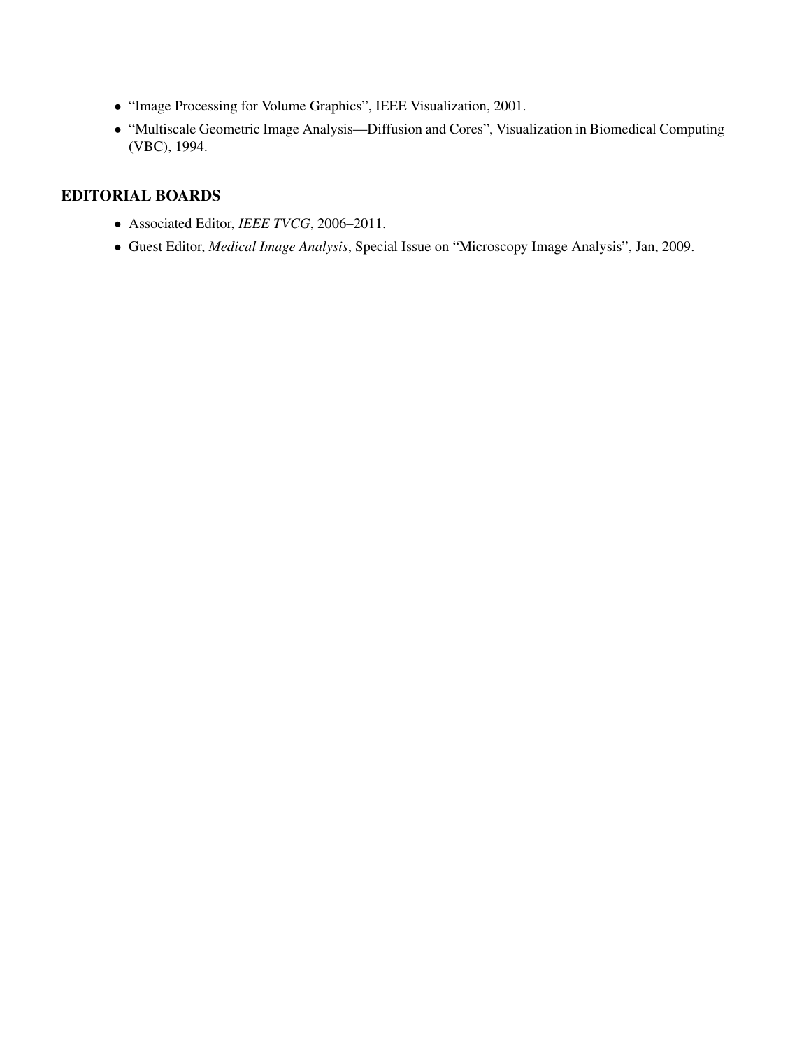- "Image Processing for Volume Graphics", IEEE Visualization, 2001.
- "Multiscale Geometric Image Analysis—Diffusion and Cores", Visualization in Biomedical Computing (VBC), 1994.

## EDITORIAL BOARDS

- Associated Editor, *IEEE TVCG*, 2006–2011.
- Guest Editor, *Medical Image Analysis*, Special Issue on "Microscopy Image Analysis", Jan, 2009.